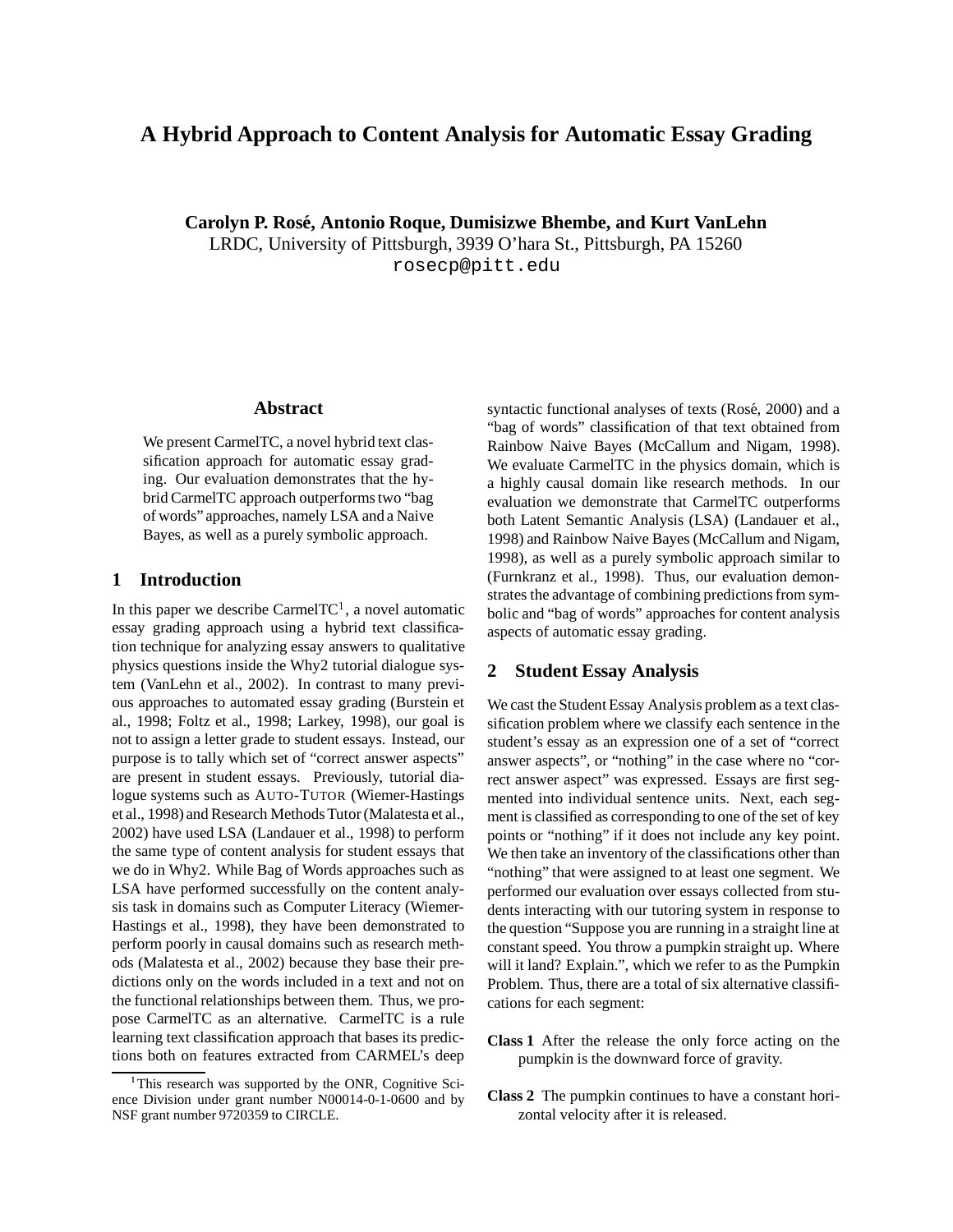# A Hybrid Approach to Content Analysis for Automatic Essay Grading

**Carolyn P. Rosé, Antonio Roque, Dumisizwe Bhembe, and Kurt VanLehn**
LRDC, University of Pittsburgh, 3939 O'hara St., Pittsburgh, PA 15260
rosecp@pitt.edu

## Abstract

We present CarmelTC, a novel hybrid text classification approach for automatic essay grading. Our evaluation demonstrates that the hybrid CarmelTC approach outperforms two "bag of words" approaches, namely LSA and a Naive Bayes, as well as a purely symbolic approach.

## 1 Introduction

In this paper we describe CarmelTC[1], a novel automatic essay grading approach using a hybrid text classification technique for analyzing essay answers to qualitative physics questions inside the Why2 tutorial dialogue system (VanLehn et al., 2002). In contrast to many previous approaches to automated essay grading (Burstein et al., 1998; Foltz et al., 1998; Larkey, 1998), our goal is not to assign a letter grade to student essays. Instead, our purpose is to tally which set of "correct answer aspects" are present in student essays. Previously, tutorial dialogue systems such as AUTO-TUTOR (Wiemer-Hastings et al., 1998) and Research Methods Tutor (Malatesta et al., 2002) have used LSA (Landauer et al., 1998) to perform the same type of content analysis for student essays that we do in Why2. While Bag of Words approaches such as LSA have performed successfully on the content analysis task in domains such as Computer Literacy (Wiemer-Hastings et al., 1998), they have been demonstrated to perform poorly in causal domains such as research methods (Malatesta et al., 2002) because they base their predictions only on the words included in a text and not on the functional relationships between them. Thus, we propose CarmelTC as an alternative. CarmelTC is a rule learning text classification approach that bases its predictions both on features extracted from CARMEL's deep syntactic functional analyses of texts (Rosé, 2000) and a "bag of words" classification of that text obtained from Rainbow Naive Bayes (McCallum and Nigam, 1998). We evaluate CarmelTC in the physics domain, which is a highly causal domain like research methods. In our evaluation we demonstrate that CarmelTC outperforms both Latent Semantic Analysis (LSA) (Landauer et al., 1998) and Rainbow Naive Bayes (McCallum and Nigam, 1998), as well as a purely symbolic approach similar to (Furnkranz et al., 1998). Thus, our evaluation demonstrates the advantage of combining predictions from symbolic and "bag of words" approaches for content analysis aspects of automatic essay grading.

## 2 Student Essay Analysis

We cast the Student Essay Analysis problem as a text classification problem where we classify each sentence in the student's essay as an expression one of a set of "correct answer aspects", or "nothing" in the case where no "correct answer aspect" was expressed. Essays are first segmented into individual sentence units. Next, each segment is classified as corresponding to one of the set of key points or "nothing" if it does not include any key point. We then take an inventory of the classifications other than "nothing" that were assigned to at least one segment. We performed our evaluation over essays collected from students interacting with our tutoring system in response to the question "Suppose you are running in a straight line at constant speed. You throw a pumpkin straight up. Where will it land? Explain.", which we refer to as the Pumpkin Problem. Thus, there are a total of six alternative classifications for each segment:

**Class 1** After the release the only force acting on the pumpkin is the downward force of gravity.

**Class 2** The pumpkin continues to have a constant horizontal velocity after it is released.

[1] This research was supported by the ONR, Cognitive Science Division under grant number N00014-0-1-0600 and by NSF grant number 9720359 to CIRCLE.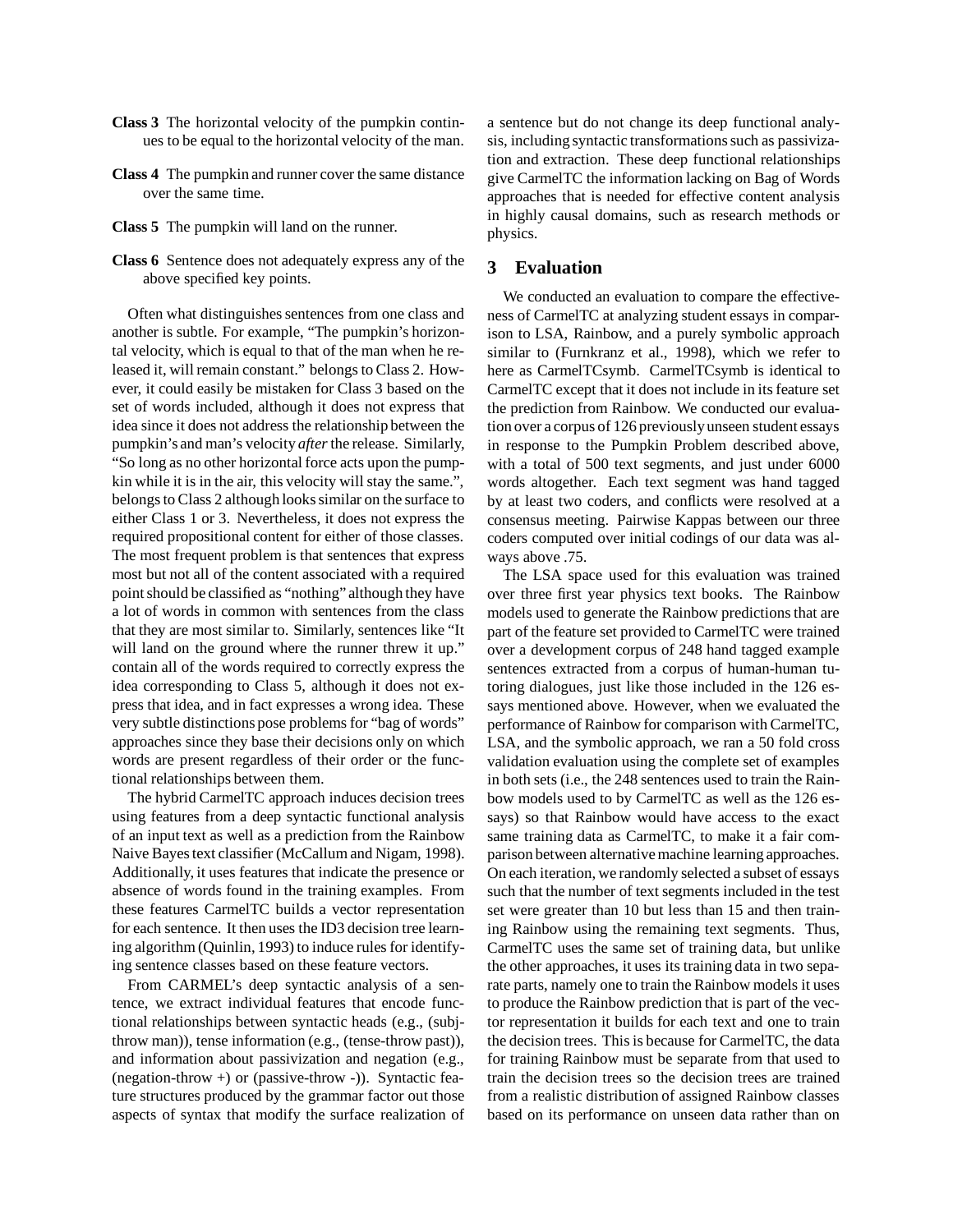**Class 3** The horizontal velocity of the pumpkin continues to be equal to the horizontal velocity of the man.

**Class 4** The pumpkin and runner cover the same distance over the same time.

**Class 5** The pumpkin will land on the runner.

**Class 6** Sentence does not adequately express any of the above specified key points.

Often what distinguishes sentences from one class and another is subtle. For example, "The pumpkin's horizontal velocity, which is equal to that of the man when he released it, will remain constant." belongs to Class 2. However, it could easily be mistaken for Class 3 based on the set of words included, although it does not express that idea since it does not address the relationship between the pumpkin's and man's velocity *after* the release. Similarly, "So long as no other horizontal force acts upon the pumpkin while it is in the air, this velocity will stay the same.", belongs to Class 2 although looks similar on the surface to either Class 1 or 3. Nevertheless, it does not express the required propositional content for either of those classes. The most frequent problem is that sentences that express most but not all of the content associated with a required point should be classified as "nothing" although they have a lot of words in common with sentences from the class that they are most similar to. Similarly, sentences like "It will land on the ground where the runner threw it up." contain all of the words required to correctly express the idea corresponding to Class 5, although it does not express that idea, and in fact expresses a wrong idea. These very subtle distinctions pose problems for "bag of words" approaches since they base their decisions only on which words are present regardless of their order or the functional relationships between them.

The hybrid CarmelTC approach induces decision trees using features from a deep syntactic functional analysis of an input text as well as a prediction from the Rainbow Naive Bayes text classifier (McCallum and Nigam, 1998). Additionally, it uses features that indicate the presence or absence of words found in the training examples. From these features CarmelTC builds a vector representation for each sentence. It then uses the ID3 decision tree learning algorithm (Quinlin, 1993) to induce rules for identifying sentence classes based on these feature vectors.

From CARMEL's deep syntactic analysis of a sentence, we extract individual features that encode functional relationships between syntactic heads (e.g., (subj-throw man)), tense information (e.g., (tense-throw past)), and information about passivization and negation (e.g., (negation-throw +) or (passive-throw -)). Syntactic feature structures produced by the grammar factor out those aspects of syntax that modify the surface realization of a sentence but do not change its deep functional analysis, including syntactic transformations such as passivization and extraction. These deep functional relationships give CarmelTC the information lacking on Bag of Words approaches that is needed for effective content analysis in highly causal domains, such as research methods or physics.

## 3 Evaluation

We conducted an evaluation to compare the effectiveness of CarmelTC at analyzing student essays in comparison to LSA, Rainbow, and a purely symbolic approach similar to (Furnkranz et al., 1998), which we refer to here as CarmelTCsymb. CarmelTCsymb is identical to CarmelTC except that it does not include in its feature set the prediction from Rainbow. We conducted our evaluation over a corpus of 126 previously unseen student essays in response to the Pumpkin Problem described above, with a total of 500 text segments, and just under 6000 words altogether. Each text segment was hand tagged by at least two coders, and conflicts were resolved at a consensus meeting. Pairwise Kappas between our three coders computed over initial codings of our data was always above .75.

The LSA space used for this evaluation was trained over three first year physics text books. The Rainbow models used to generate the Rainbow predictions that are part of the feature set provided to CarmelTC were trained over a development corpus of 248 hand tagged example sentences extracted from a corpus of human-human tutoring dialogues, just like those included in the 126 essays mentioned above. However, when we evaluated the performance of Rainbow for comparison with CarmelTC, LSA, and the symbolic approach, we ran a 50 fold cross validation evaluation using the complete set of examples in both sets (i.e., the 248 sentences used to train the Rainbow models used to by CarmelTC as well as the 126 essays) so that Rainbow would have access to the exact same training data as CarmelTC, to make it a fair comparison between alternative machine learning approaches. On each iteration, we randomly selected a subset of essays such that the number of text segments included in the test set were greater than 10 but less than 15 and then training Rainbow using the remaining text segments. Thus, CarmelTC uses the same set of training data, but unlike the other approaches, it uses its training data in two separate parts, namely one to train the Rainbow models it uses to produce the Rainbow prediction that is part of the vector representation it builds for each text and one to train the decision trees. This is because for CarmelTC, the data for training Rainbow must be separate from that used to train the decision trees so the decision trees are trained from a realistic distribution of assigned Rainbow classes based on its performance on unseen data rather than on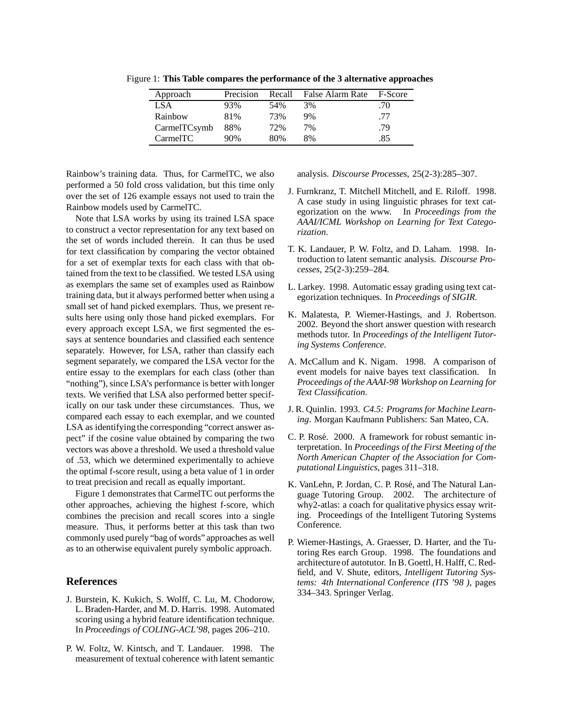Figure 1: **This Table compares the performance of the 3 alternative approaches**

| Approach | Precision | Recall | False Alarm Rate | F-Score |
|---|---|---|---|---|
| LSA | 93% | 54% | 3% | .70 |
| Rainbow | 81% | 73% | 9% | .77 |
| CarmelTCsymb | 88% | 72% | 7% | .79 |
| CarmelTC | 90% | 80% | 8% | .85 |

Rainbow's training data. Thus, for CarmelTC, we also performed a 50 fold cross validation, but this time only over the set of 126 example essays not used to train the Rainbow models used by CarmelTC.

Note that LSA works by using its trained LSA space to construct a vector representation for any text based on the set of words included therein. It can thus be used for text classification by comparing the vector obtained for a set of exemplar texts for each class with that obtained from the text to be classified. We tested LSA using as exemplars the same set of examples used as Rainbow training data, but it always performed better when using a small set of hand picked exemplars. Thus, we present results here using only those hand picked exemplars. For every approach except LSA, we first segmented the essays at sentence boundaries and classified each sentence separately. However, for LSA, rather than classify each segment separately, we compared the LSA vector for the entire essay to the exemplars for each class (other than "nothing"), since LSA's performance is better with longer texts. We verified that LSA also performed better specifically on our task under these circumstances. Thus, we compared each essay to each exemplar, and we counted LSA as identifying the corresponding "correct answer aspect" if the cosine value obtained by comparing the two vectors was above a threshold. We used a threshold value of .53, which we determined experimentally to achieve the optimal f-score result, using a beta value of 1 in order to treat precision and recall as equally important.

Figure 1 demonstrates that CarmelTC out performs the other approaches, achieving the highest f-score, which combines the precision and recall scores into a single measure. Thus, it performs better at this task than two commonly used purely "bag of words" approaches as well as to an otherwise equivalent purely symbolic approach.

## References

J. Burstein, K. Kukich, S. Wolff, C. Lu, M. Chodorow, L. Braden-Harder, and M. D. Harris. 1998. Automated scoring using a hybrid feature identification technique. In *Proceedings of COLING-ACL'98*, pages 206–210.

P. W. Foltz, W. Kintsch, and T. Landauer. 1998. The measurement of textual coherence with latent semantic analysis. *Discourse Processes*, 25(2-3):285–307.

J. Furnkranz, T. Mitchell Mitchell, and E. Riloff. 1998. A case study in using linguistic phrases for text categorization on the www. In *Proceedings from the AAAI/ICML Workshop on Learning for Text Categorization*.

T. K. Landauer, P. W. Foltz, and D. Laham. 1998. Introduction to latent semantic analysis. *Discourse Processes*, 25(2-3):259–284.

L. Larkey. 1998. Automatic essay grading using text categorization techniques. In *Proceedings of SIGIR*.

K. Malatesta, P. Wiemer-Hastings, and J. Robertson. 2002. Beyond the short answer question with research methods tutor. In *Proceedings of the Intelligent Tutoring Systems Conference*.

A. McCallum and K. Nigam. 1998. A comparison of event models for naive bayes text classification. In *Proceedings of the AAAI-98 Workshop on Learning for Text Classification*.

J. R. Quinlin. 1993. *C4.5: Programs for Machine Learning*. Morgan Kaufmann Publishers: San Mateo, CA.

C. P. Rosé. 2000. A framework for robust semantic interpretation. In *Proceedings of the First Meeting of the North American Chapter of the Association for Computational Linguistics*, pages 311–318.

K. VanLehn, P. Jordan, C. P. Rosé, and The Natural Language Tutoring Group. 2002. The architecture of why2-atlas: a coach for qualitative physics essay writing. Proceedings of the Intelligent Tutoring Systems Conference.

P. Wiemer-Hastings, A. Graesser, D. Harter, and the Tutoring Res earch Group. 1998. The foundations and architecture of autotutor. In B. Goettl, H. Halff, C. Redfield, and V. Shute, editors, *Intelligent Tutoring Systems: 4th International Conference (ITS '98 )*, pages 334–343. Springer Verlag.